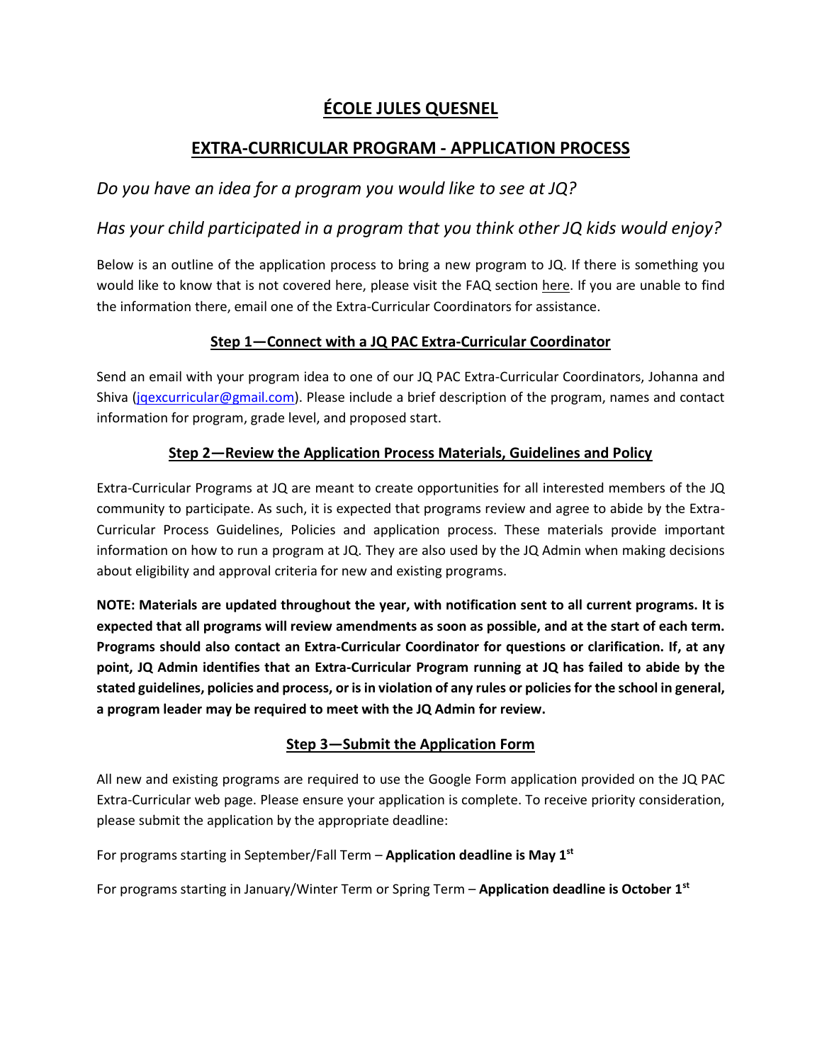# ÉCOLE JULES QUESNEL

## EXTRA-CURRICULAR PROGRAM - APPLICATION PROCESS

*Do you have an idea for a program you would like to see at JQ?*

*Has your child participated in a program that you think other JQ kids would enjoy?*

Below is an outline of the application process to bring a new program to JQ. If there is something you would like to know that is not covered here, please visit the FAQ section here. If you are unable to find the information there, email one of the Extra-Curricular Coordinators for assistance.

### Step 1—Connect with a JQ PAC Extra-Curricular Coordinator

Send an email with your program idea to one of our JQ PAC Extra-Curricular Coordinators, Johanna and Shiva (jqexcurricular@gmail.com). Please include a brief description of the program, names and contact information for program, grade level, and proposed start.

### Step 2—Review the Application Process Materials, Guidelines and Policy

Extra-Curricular Programs at JQ are meant to create opportunities for all interested members of the JQ community to participate. As such, it is expected that programs review and agree to abide by the Extra-Curricular Process Guidelines, Policies and application process. These materials provide important information on how to run a program at JQ. They are also used by the JQ Admin when making decisions about eligibility and approval criteria for new and existing programs.

**NOTE: Materials are updated throughout the year, with notification sent to all current programs. It is expected that all programs will review amendments as soon as possible, and at the start of each term. Programs should also contact an Extra-Curricular Coordinator for questions or clarification. If, at any point, JQ Admin identifies that an Extra-Curricular Program running at JQ has failed to abide by the stated guidelines, policies and process, or is in violation of any rules or policies for the school in general, a program leader may be required to meet with the JQ Admin for review.**

### Step 3—Submit the Application Form

All new and existing programs are required to use the Google Form application provided on the JQ PAC Extra-Curricular web page. Please ensure your application is complete. To receive priority consideration, please submit the application by the appropriate deadline:

For programs starting in September/Fall Term – **Application deadline is May 1st**

For programs starting in January/Winter Term or Spring Term – **Application deadline is October 1st**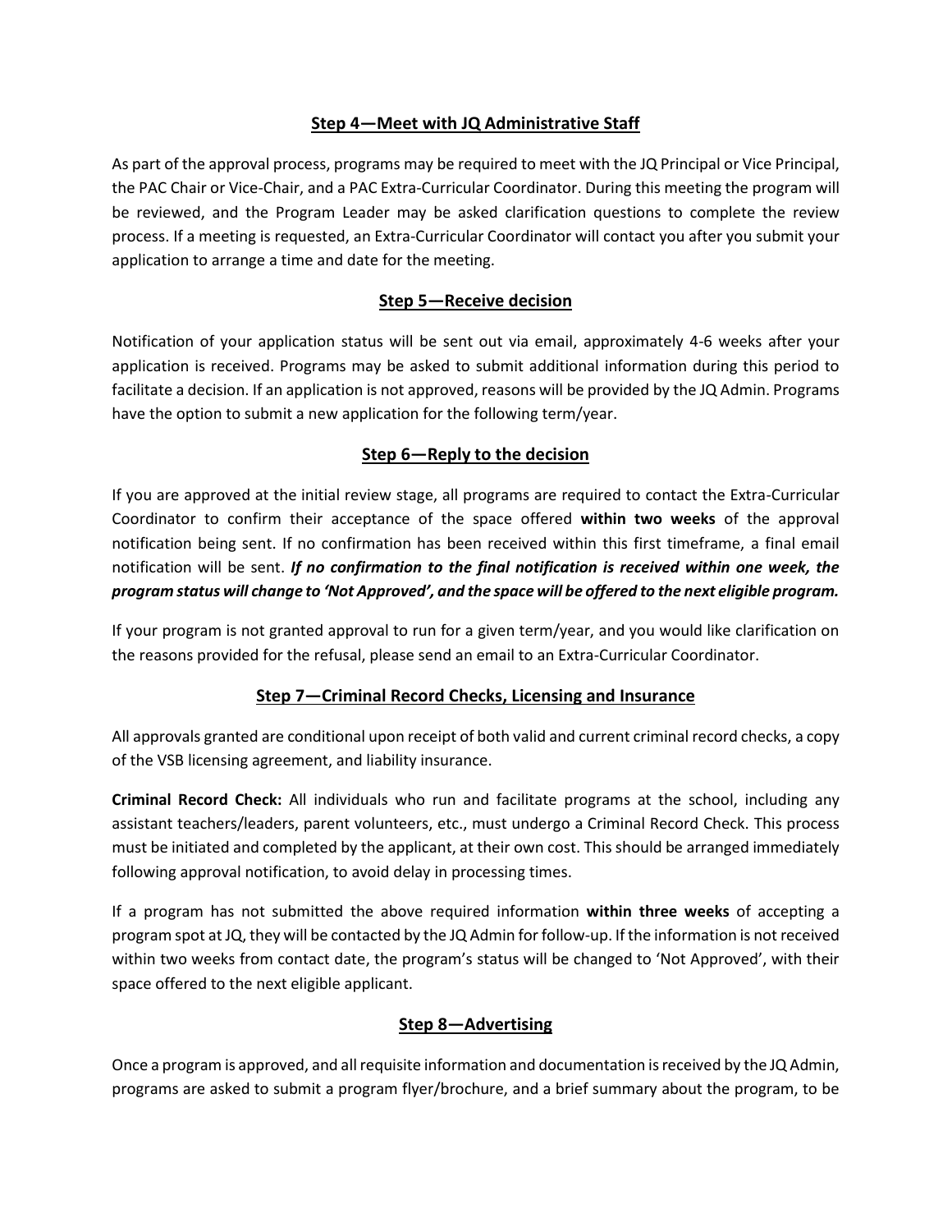## Step 4—Meet with JQ Administrative Staff

As part of the approval process, programs may be required to meet with the JQ Principal or Vice Principal, the PAC Chair or Vice-Chair, and a PAC Extra-Curricular Coordinator. During this meeting the program will be reviewed, and the Program Leader may be asked clarification questions to complete the review process. If a meeting is requested, an Extra-Curricular Coordinator will contact you after you submit your application to arrange a time and date for the meeting.

## Step 5—Receive decision

Notification of your application status will be sent out via email, approximately 4-6 weeks after your application is received. Programs may be asked to submit additional information during this period to facilitate a decision. If an application is not approved, reasons will be provided by the JQ Admin. Programs have the option to submit a new application for the following term/year.

## Step 6—Reply to the decision

If you are approved at the initial review stage, all programs are required to contact the Extra-Curricular Coordinator to confirm their acceptance of the space offered **within two weeks** of the approval notification being sent. If no confirmation has been received within this first timeframe, a final email notification will be sent. ***If no confirmation to the final notification is received within one week, the program status will change to 'Not Approved', and the space will be offered to the next eligible program.***

If your program is not granted approval to run for a given term/year, and you would like clarification on the reasons provided for the refusal, please send an email to an Extra-Curricular Coordinator.

## Step 7—Criminal Record Checks, Licensing and Insurance

All approvals granted are conditional upon receipt of both valid and current criminal record checks, a copy of the VSB licensing agreement, and liability insurance.

**Criminal Record Check:** All individuals who run and facilitate programs at the school, including any assistant teachers/leaders, parent volunteers, etc., must undergo a Criminal Record Check. This process must be initiated and completed by the applicant, at their own cost. This should be arranged immediately following approval notification, to avoid delay in processing times.

If a program has not submitted the above required information **within three weeks** of accepting a program spot at JQ, they will be contacted by the JQ Admin for follow-up. If the information is not received within two weeks from contact date, the program's status will be changed to 'Not Approved', with their space offered to the next eligible applicant.

## Step 8—Advertising

Once a program is approved, and all requisite information and documentation is received by the JQ Admin, programs are asked to submit a program flyer/brochure, and a brief summary about the program, to be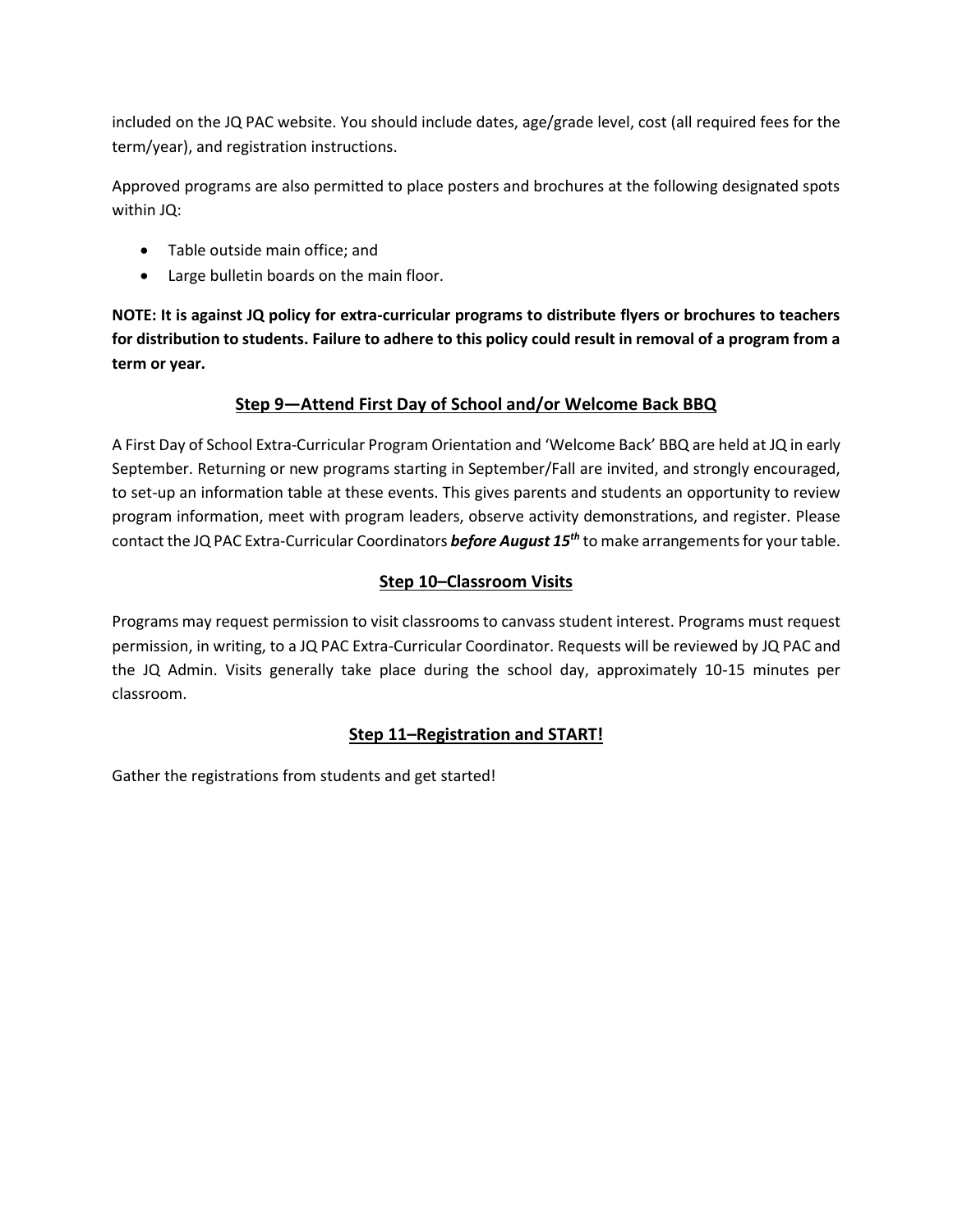included on the JQ PAC website. You should include dates, age/grade level, cost (all required fees for the term/year), and registration instructions.

Approved programs are also permitted to place posters and brochures at the following designated spots within JQ:

- Table outside main office; and
- Large bulletin boards on the main floor.

**NOTE: It is against JQ policy for extra-curricular programs to distribute flyers or brochures to teachers for distribution to students. Failure to adhere to this policy could result in removal of a program from a term or year.**

## Step 9—Attend First Day of School and/or Welcome Back BBQ

A First Day of School Extra-Curricular Program Orientation and 'Welcome Back' BBQ are held at JQ in early September. Returning or new programs starting in September/Fall are invited, and strongly encouraged, to set-up an information table at these events. This gives parents and students an opportunity to review program information, meet with program leaders, observe activity demonstrations, and register. Please contact the JQ PAC Extra-Curricular Coordinators ***before August 15th*** to make arrangements for your table.

## Step 10–Classroom Visits

Programs may request permission to visit classrooms to canvass student interest. Programs must request permission, in writing, to a JQ PAC Extra-Curricular Coordinator. Requests will be reviewed by JQ PAC and the JQ Admin. Visits generally take place during the school day, approximately 10-15 minutes per classroom.

## Step 11–Registration and START!

Gather the registrations from students and get started!